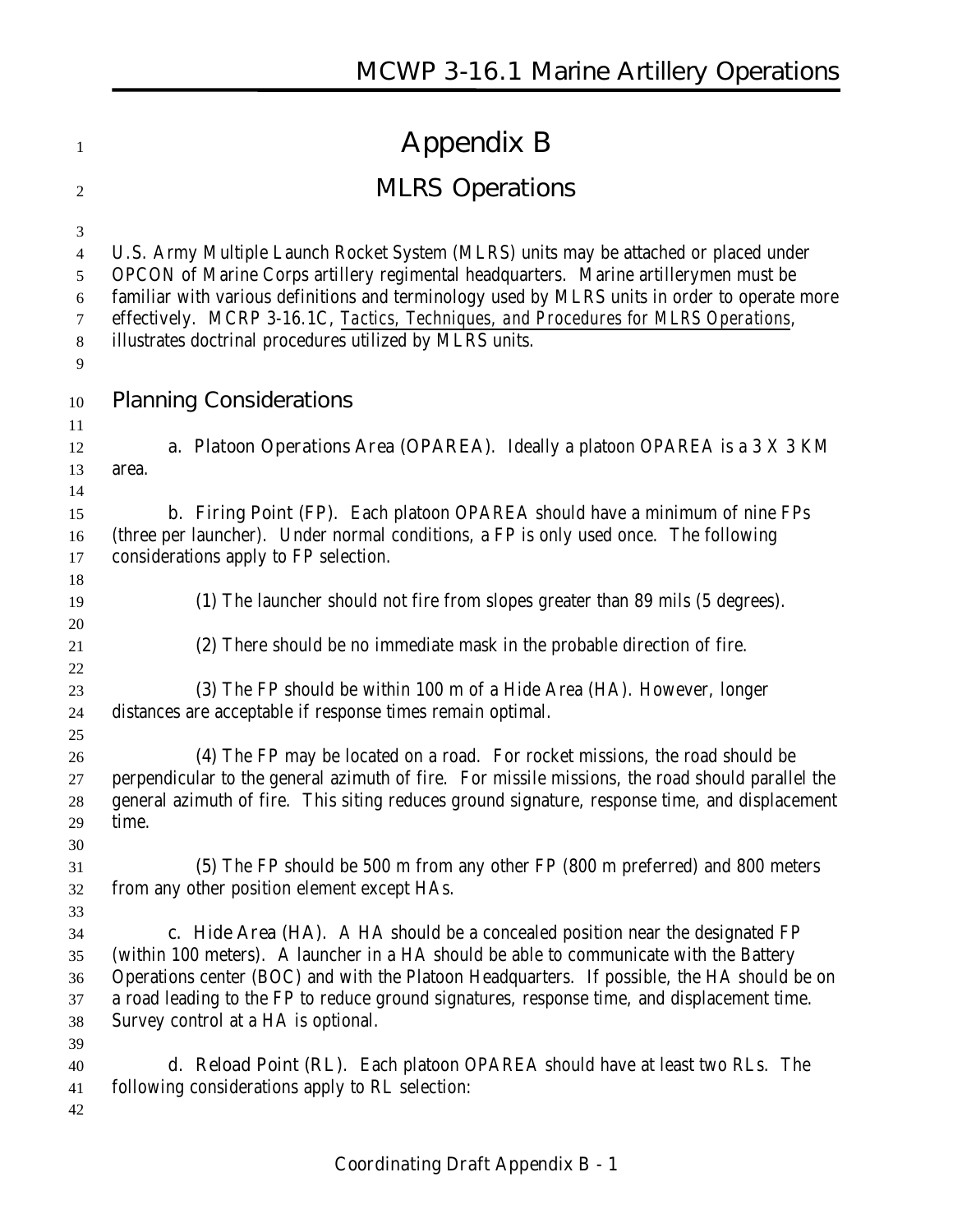# Appendix B

## MLRS Operations

U.S. Army Multiple Launch Rocket System (MLRS) units may be attached or placed under OPCON of Marine Corps artillery regimental headquarters. Marine artillerymen must be familiar with various definitions and terminology used by MLRS units in order to operate more effectively. MCRP 3-16.1C, *Tactics, Techniques, and Procedures for MLRS Operations*, illustrates doctrinal procedures utilized by MLRS units.

### Planning Considerations

a. **Platoon Operations Area (OPAREA).** Ideally a platoon OPAREA is a 3 X 3 KM area.

b. **Firing Point (FP).** Each platoon OPAREA should have a minimum of nine FPs (three per launcher). Under normal conditions, a FP is only used once. The following considerations apply to FP selection.

(1) The launcher should not fire from slopes greater than 89 mils (5 degrees).

(2) There should be no immediate mask in the probable direction of fire.

(3) The FP should be within 100 m of a Hide Area (HA). However, longer distances are acceptable if response times remain optimal.

(4) The FP may be located on a road. For rocket missions, the road should be perpendicular to the general azimuth of fire. For missile missions, the road should parallel the general azimuth of fire. This siting reduces ground signature, response time, and displacement time.

(5) The FP should be 500 m from any other FP (800 m preferred) and 800 meters from any other position element except HAs.

c. **Hide Area (HA).** A HA should be a concealed position near the designated FP (within 100 meters). A launcher in a HA should be able to communicate with the Battery Operations center (BOC) and with the Platoon Headquarters. If possible, the HA should be on a road leading to the FP to reduce ground signatures, response time, and displacement time. Survey control at a HA is optional.

d. **Reload Point (RL).** Each platoon OPAREA should have at least two RLs. The following considerations apply to RL selection: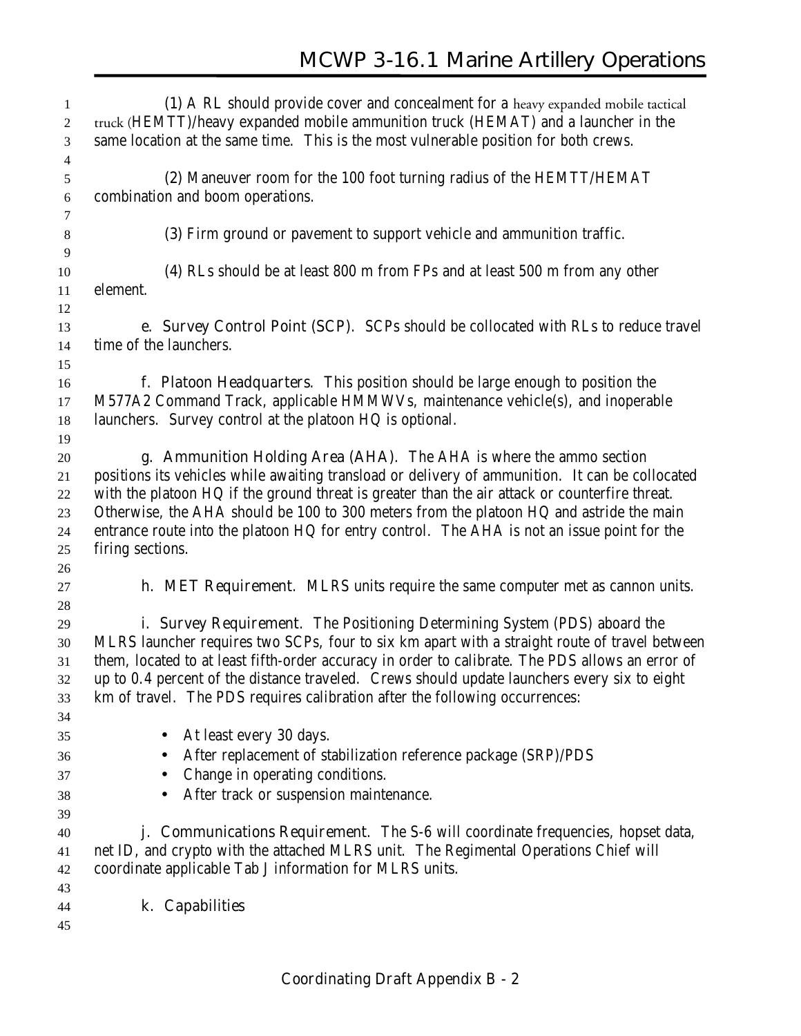(1) A RL should provide cover and concealment for a heavy expanded mobile tactical truck (HEMTT)/heavy expanded mobile ammunition truck (HEMAT) and a launcher in the same location at the same time. This is the most vulnerable position for both crews.

(2) Maneuver room for the 100 foot turning radius of the HEMTT/HEMAT combination and boom operations.

(3) Firm ground or pavement to support vehicle and ammunition traffic.

(4) RLs should be at least 800 m from FPs and at least 500 m from any other element.

e. Survey Control Point (SCP). SCPs should be collocated with RLs to reduce travel time of the launchers.

f. Platoon Headquarters. This position should be large enough to position the M577A2 Command Track, applicable HMMWVs, maintenance vehicle(s), and inoperable launchers. Survey control at the platoon HQ is optional.

g. Ammunition Holding Area (AHA). The AHA is where the ammo section positions its vehicles while awaiting transload or delivery of ammunition. It can be collocated with the platoon HQ if the ground threat is greater than the air attack or counterfire threat. Otherwise, the AHA should be 100 to 300 meters from the platoon HQ and astride the main entrance route into the platoon HQ for entry control. The AHA is not an issue point for the firing sections.

h. MET Requirement. MLRS units require the same computer met as cannon units.

i. Survey Requirement. The Positioning Determining System (PDS) aboard the MLRS launcher requires two SCPs, four to six km apart with a straight route of travel between them, located to at least fifth-order accuracy in order to calibrate. The PDS allows an error of up to 0.4 percent of the distance traveled. Crews should update launchers every six to eight km of travel. The PDS requires calibration after the following occurrences:

- At least every 30 days.
- After replacement of stabilization reference package (SRP)/PDS
- Change in operating conditions.
- After track or suspension maintenance.

j. Communications Requirement. The S-6 will coordinate frequencies, hopset data, net ID, and crypto with the attached MLRS unit. The Regimental Operations Chief will coordinate applicable Tab J information for MLRS units.

k. Capabilities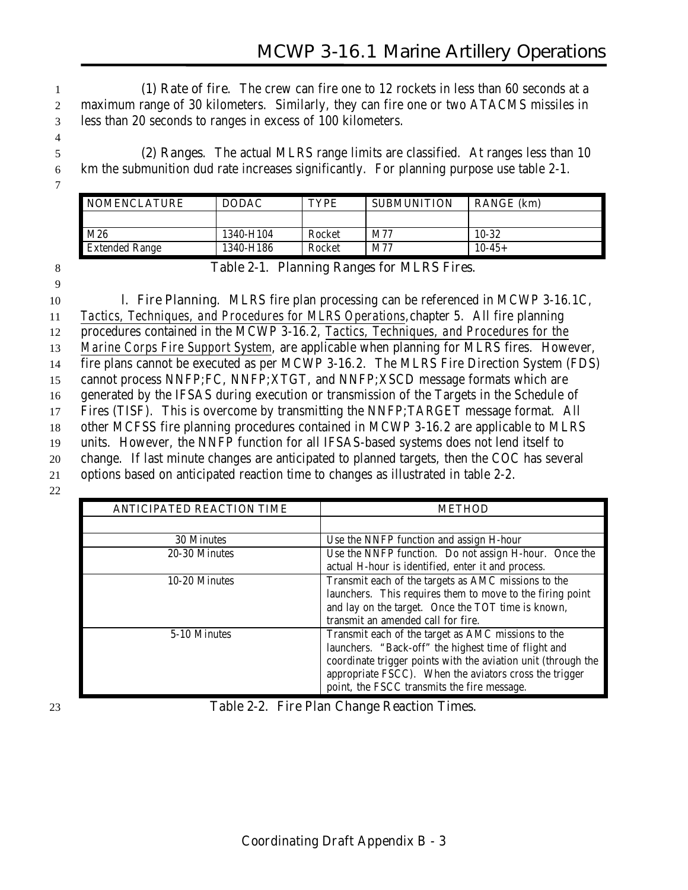(1) **Rate of fire.** The crew can fire one to 12 rockets in less than 60 seconds at a maximum range of 30 kilometers. Similarly, they can fire one or two ATACMS missiles in less than 20 seconds to ranges in excess of 100 kilometers.

(2) **Ranges.** The actual MLRS range limits are classified. At ranges less than 10 km the submunition dud rate increases significantly. For planning purpose use table 2-1.

| NOMENCLATURE | DODAC | TYPE | SUBMUNITION | RANGE (km) |
|---|---|---|---|---|
| M26 | 1340-H104 | Rocket | M77 | 10-32 |
| Extended Range | 1340-H186 | Rocket | M77 | 10-45+ |

Table 2-1. Planning Ranges for MLRS Fires.

l. **Fire Planning.** MLRS fire plan processing can be referenced in MCWP 3-16.1C, *Tactics, Techniques, and Procedures for MLRS Operations*, chapter 5. All fire planning procedures contained in the MCWP 3-16.2, *Tactics, Techniques, and Procedures for the Marine Corps Fire Support System*, are applicable when planning for MLRS fires. However, fire plans cannot be executed as per MCWP 3-16.2. The MLRS Fire Direction System (FDS) cannot process NNFP;FC, NNFP;XTGT, and NNFP;XSCD message formats which are generated by the IFSAS during execution or transmission of the Targets in the Schedule of Fires (TISF). This is overcome by transmitting the NNFP;TARGET message format. All other MCFSS fire planning procedures contained in MCWP 3-16.2 are applicable to MLRS units. However, the NNFP function for all IFSAS-based systems does not lend itself to change. If last minute changes are anticipated to planned targets, then the COC has several options based on anticipated reaction time to changes as illustrated in table 2-2.

| ANTICIPATED REACTION TIME | METHOD |
|---|---|
| 30 Minutes | Use the NNFP function and assign H-hour |
| 20-30 Minutes | Use the NNFP function. Do not assign H-hour. Once the actual H-hour is identified, enter it and process. |
| 10-20 Minutes | Transmit each of the targets as AMC missions to the launchers. This requires them to move to the firing point and lay on the target. Once the TOT time is known, transmit an amended call for fire. |
| 5-10 Minutes | Transmit each of the target as AMC missions to the launchers. "Back-off" the highest time of flight and coordinate trigger points with the aviation unit (through the appropriate FSCC). When the aviators cross the trigger point, the FSCC transmits the fire message. |

Table 2-2. Fire Plan Change Reaction Times.